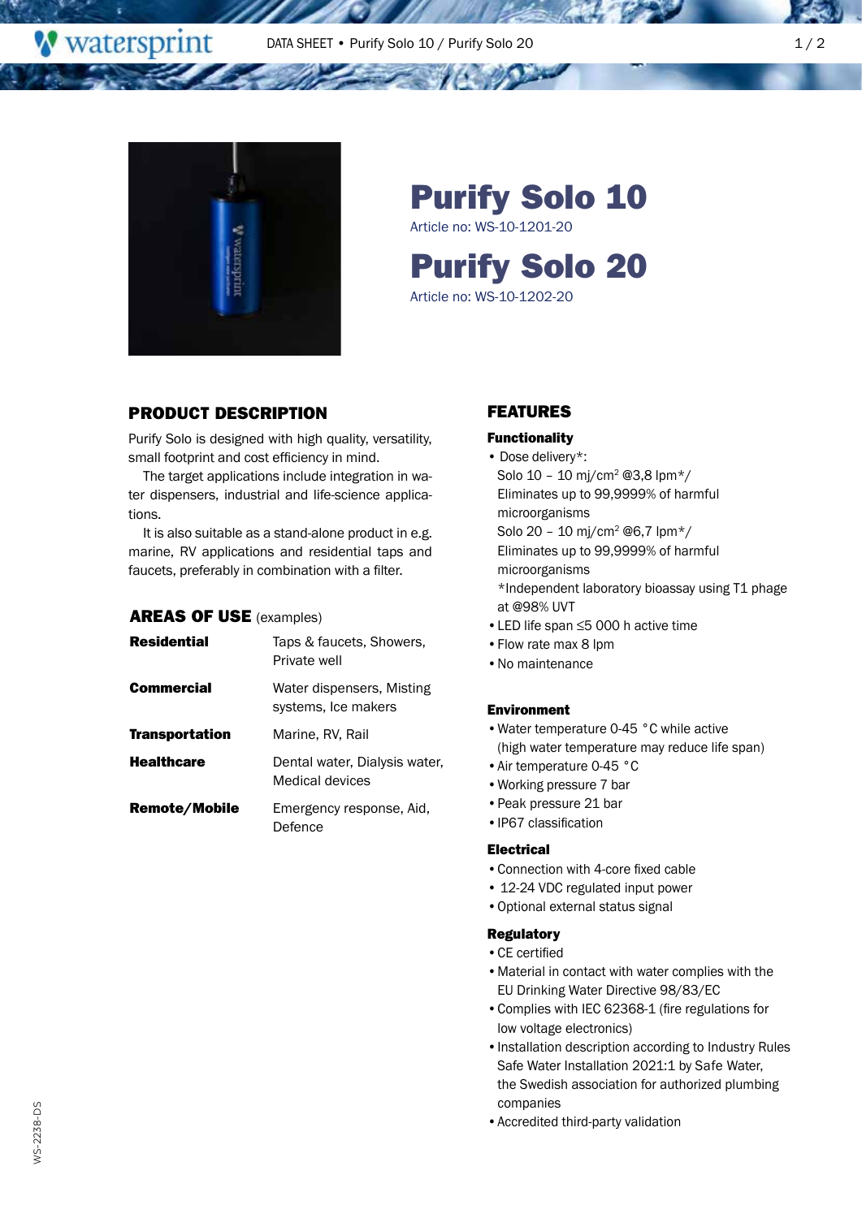# Purify Solo 10

Article no: WS-10-1201-20

# Purify Solo 20

Article no: WS-10-1202-20

## PRODUCT DESCRIPTION

Purify Solo is designed with high quality, versatility, small footprint and cost efficiency in mind.

The target applications include integration in water dispensers, industrial and life-science applications.

It is also suitable as a stand-alone product in e.g. marine, RV applications and residential taps and faucets, preferably in combination with a filter.

## AREAS OF USE (examples)

| | |
|---|---|
| **Residential** | Taps & faucets, Showers, Private well |
| **Commercial** | Water dispensers, Misting systems, Ice makers |
| **Transportation** | Marine, RV, Rail |
| **Healthcare** | Dental water, Dialysis water, Medical devices |
| **Remote/Mobile** | Emergency response, Aid, Defence |

## FEATURES

### Functionality

- Dose delivery*:
  Solo 10 – 10 mj/cm$^2$ @3,8 lpm*/
  Eliminates up to 99,9999% of harmful microorganisms
  Solo 20 – 10 mj/cm$^2$ @6,7 lpm*/
  Eliminates up to 99,9999% of harmful microorganisms
  *Independent laboratory bioassay using T1 phage at @98% UVT
- LED life span ≤5 000 h active time
- Flow rate max 8 lpm
- No maintenance

### Environment

- Water temperature 0-45 °C while active (high water temperature may reduce life span)
- Air temperature 0-45 °C
- Working pressure 7 bar
- Peak pressure 21 bar
- IP67 classification

### Electrical

- Connection with 4-core fixed cable
- 12-24 VDC regulated input power
- Optional external status signal

### Regulatory

- CE certified
- Material in contact with water complies with the EU Drinking Water Directive 98/83/EC
- Complies with IEC 62368-1 (fire regulations for low voltage electronics)
- Installation description according to Industry Rules Safe Water Installation 2021:1 by Safe Water, the Swedish association for authorized plumbing companies
- Accredited third-party validation

WS-2238-DS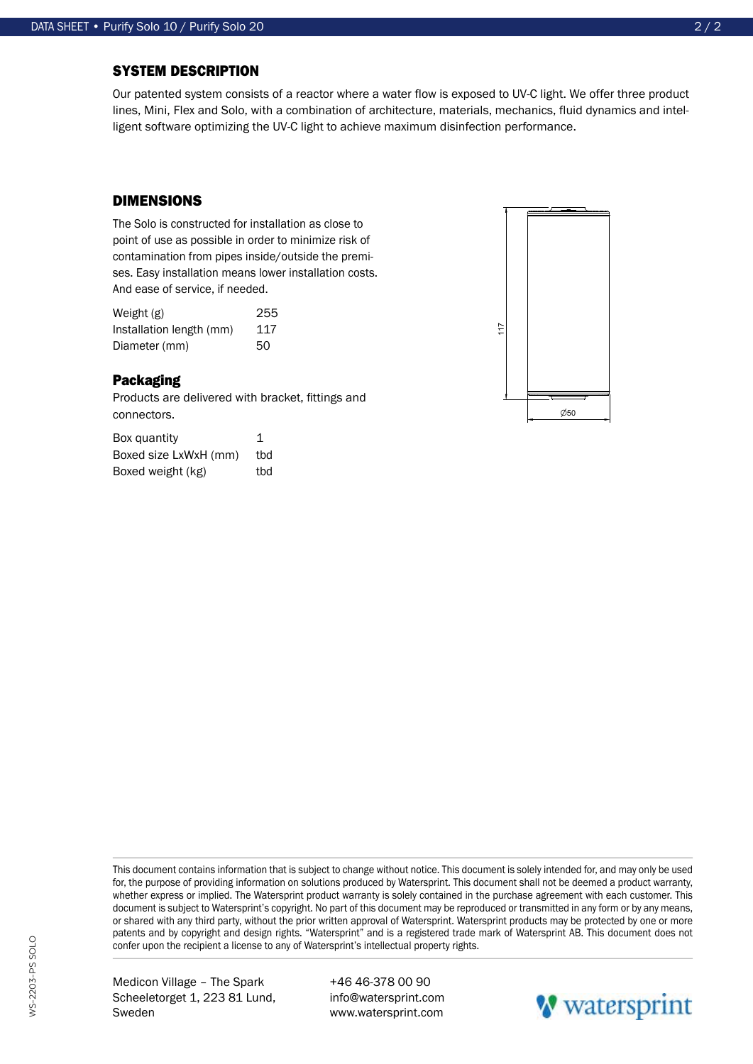## SYSTEM DESCRIPTION

Our patented system consists of a reactor where a water flow is exposed to UV-C light. We offer three product lines, Mini, Flex and Solo, with a combination of architecture, materials, mechanics, fluid dynamics and intelligent software optimizing the UV-C light to achieve maximum disinfection performance.

## DIMENSIONS

The Solo is constructed for installation as close to point of use as possible in order to minimize risk of contamination from pipes inside/outside the premises. Easy installation means lower installation costs. And ease of service, if needed.

| | |
|---|---|
| Weight (g) | 255 |
| Installation length (mm) | 117 |
| Diameter (mm) | 50 |

117

Ø50

### Packaging

Products are delivered with bracket, fittings and connectors.

| | |
|---|---|
| Box quantity | 1 |
| Boxed size LxWxH (mm) | tbd |
| Boxed weight (kg) | tbd |

This document contains information that is subject to change without notice. This document is solely intended for, and may only be used for, the purpose of providing information on solutions produced by Watersprint. This document shall not be deemed a product warranty, whether express or implied. The Watersprint product warranty is solely contained in the purchase agreement with each customer. This document is subject to Watersprint's copyright. No part of this document may be reproduced or transmitted in any form or by any means, or shared with any third party, without the prior written approval of Watersprint. Watersprint products may be protected by one or more patents and by copyright and design rights. "Watersprint" and is a registered trade mark of Watersprint AB. This document does not confer upon the recipient a license to any of Watersprint's intellectual property rights.

Medicon Village – The Spark
Scheeletorget 1, 223 81 Lund,
Sweden

+46 46-378 00 90
info@watersprint.com
www.watersprint.com

watersprint

WS-2203-PS SOLO